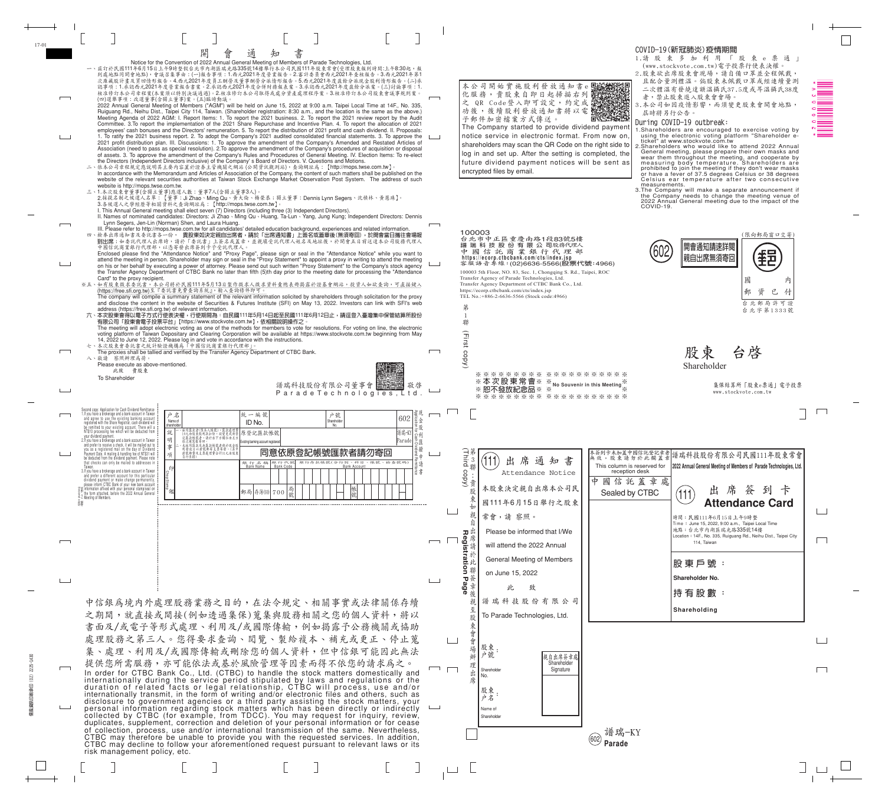# 開 會 通 知 書

Notice for the Convention of 2022 Annual General Meeting of Members of Parade Technologies, Ltd.

一、茲訂於民國111年6月15日上午9時整假台北市內湖區瑞光路335號14樓舉行本公司民國111年股東常會(受理股東報到時間:上午8:30起，報到處地點同開會地點)，會議召集事由：(一)報告事項：1.西元2021年度營業報告。2.審計委員會西元2021年查核報告。3.西元2021年第1次庫藏股計畫及買回情形報告。4.西元2021年度員工酬勞及董事酬勞分派情形報告。5.西元2021年度盈餘分派現金股利情形報告。(二)承認事項：1.承認西元2021年度營業報告書案。2.承認西元2021年度合併財務報表案。3.承認西元2021年度盈餘分派案。(三)討論事項：1.核准修訂本公司章程案(本案須以特別決議通過)。2.核准修訂本公司取得或處分資產處理程序案。3.核准修訂本公司股東會議事規則案。(四)選舉事項：改選董事(含獨立董事)案。(五)臨時動議。

2022 Annual General Meeting of Members ("AGM") will be held on June 15, 2022 at 9:00 a.m. Taipei Local Time at 14F., No. 335, Ruiguang Rd., Neihu Dist., Taipei City 114, Taiwan. (Shareholder registration: 8:30 a.m., and the location is the same as the above.) Meeting Agenda of 2022 AGM: I. Report Items: 1. To report the 2021 business. 2. To report the 2021 review report by the Audit Committee. 3.To report the implementation of the 2021 Share Repurchase and Incentive Plan. 4. To report the allocation of 2021 employees' cash bonuses and the Directors' remuneration. 5. To report the distribution of 2021 profit and cash dividend. II. Proposals: 1. To ratify the 2021 business report. 2. To adopt the Company's 2021 audited consolidated financial statements. 3. To approve the 2021 profit distribution plan. III. Discussions: 1. To approve the amendment of the Company's Amended and Restated Articles of Association (need to pass as special resolution). 2.To approve the amendment of the Company's procedures of acquisition or disposal of assets. 3. To approve the amendment of the Company's Rules and Procedures of General Meeting. IV. Election Items: To re-elect the Directors (Independent Directors inclusive) of the Company' s Board of Directors. V. Questions and Motions.

二、依本公司章程規定應說明其主要內容並於證券主管機關之網站(公開資訊觀測站)，查詢網址為：【http://mops.twse.com.tw】。

In accordance with the Memorandum and Articles of Association of the Company, the content of such matters shall be published on the website of the relevant securities authorities at Taiwan Stock Exchange Market Observation Post System. The address of such website is http://mops.twse.com.tw.

三、1.本次股東會董事(含獨立董事)應選人數：董事7人(含獨立董事3人)。
2.候選名制之候選人名單：【董事：Ji Zhao、Ming Qu、黃大倫、楊榮泰；獨立董事：Dennis Lynn Segers、沈楨林、黃慈珠】。
3.各候選人之學經歷等相關資料之查詢網址為：【http://mops.twse.com.tw】。

I. This Annual General meeting shall elect seven (7) Directors (including three (3) Independent Directors).
II. Names of nominated candidates: Directors: Ji Zhao、Ming Qu、Huang, Ta-Lun、Yang, Jung Kung; Independent Directors: Dennis Lynn Segers, Jen-Lin (Norman) Shen, and Laura Huang.
III. Please refer to http://mops.twse.com.tw for all candidates' detailed education background, experiences and related information.

四、檢奉出席通知書及委託書各一份， **貴股東如決定親自出席者，請於「出席通知書」上簽名或蓋章後(無須寄回)，於開會當日攜帶報到出席**；如委託代理人出席時，請於「委託書」上簽名或蓋章，並親填受託代理人姓名及地址後，於開會五日前送達本公司股務代理人中國信託商業銀行代理部，以憑寄發出席證予受託代理人。

Enclosed please find the "Attendance Notice" and "Proxy Page", please sign or seal in the "Attendance Notice" while you want to attend the meeting in person. Shareholder may sign or seal in the "Proxy Statement" to appoint a proxy in writing to attend the meeting on his or her behalf by executing a power of attorney. Please send out such written "Proxy Statement" to the Company's stock agency the Transfer Agency Department of CTBC Bank no later than fifth (5)th day prior to the meeting date for processing the "Attendance Card" to the proxy recipient.

※五、如有股東徵求委託書，本公司將於民國111年5月13日製作徵求人徵求資料彙總表冊揭露於證基會網站，投資人如欲查詢，可直接鍵入(https://free.sfi.org.tw)至『委託書免費查詢系統』，輸入查詢條件即可。

The company will compile a summary statement of the relevant information solicited by shareholders through solicitation for the proxy and disclose the content in the website of Securities & Futures Institute (SFI) on May 13, 2022. Investors can link with SFI's web address (https://free.sfi.org.tw) of relevant information.

六、**本次股東會得以電子方式行使表決權，行使期間為：自民國111年5月14日起至民國111年6月12日止，請逕登入臺灣集中保管結算所股份有限公司「股東會電子投票平台」[https://www.stockvote.com.tw]，依相關說明操作之。**

The meeting will adopt electronic voting as one of the methods for members to vote for resolutions. For voting on line, the electronic voting platform of Taiwan Depositary and Clearing Corporation will be available at https://www.stockvote.com.tw beginning from May 14, 2022 to June 12, 2022. Please log in and vote in accordance with the instructions.

七、本次股東會委託書之統計驗證機構為「中國信託商業銀行代理部」。

The proxies shall be tallied and verified by the Transfer Agency Department of CTBC Bank.

八、敬請 察照辦理為荷。

Please execute as above-mentioned.

此致 貴股東

To Shareholder

譜瑞科技股份有限公司董事會 敬啓
Parade Technologies, Ltd.

本公司開始實施股利發放通知書e化服務，貴股東自即日起掃描右列之 QR Code登入即可設定，約定成功後，後續股利發放通知書將以電子郵件加密檔案方式傳送。

The Company started to provide dividend payment notice service in electronic format. From now on, shareholders may scan the QR Code on the right side to log in and set up. After the setting is completed, the future dividend payment notices will be sent as encrypted files by email.

## COVID-19(新冠肺炎)疫情期間

1.請股東多加利用「股東e票通」(www.stockvote.com.tw)電子投票行使表決權。
2.股東欲出席股東會現場，請自備口罩並全程佩戴，且配合量測體溫。倘股東未佩戴口罩或經連續量測二次體溫發燒達額溫攝氏37.5度或耳溫攝氏38度者，禁止股東進入股東會會場。
3.本公司如因疫情影響，而須變更股東會開會地點，屆時將另行公告。

During COVID-19 outbreak:

1.Shareholders are encouraged to exercise voting by using the electronic voting platform "Shareholder e-ticket" at www.stockvote.com.tw
2.Shareholders who would like to attend 2022 Annual General meeting, please prepare their own masks and wear them throughout the meeting, and cooperate by measuring body temperature. Shareholders are prohibited to join the meeting if they don't wear masks or have a fever of 37.5 degrees Celsius or 38 degrees Celsius ear temperature after two consecutive measurements.
3.The Company will make a separate announcement if the Company needs to change the meeting venue of 2022 Annual General meeting due to the impact of the COVID-19.

100003
台北市中正區重慶南路1段83號5樓
譜瑞科技股份有限公司股務代理人
中國信託商業銀行代理部
https://ecorp.ctbcbank.com/cts/index.jsp
客服語音專線：(02)6636-5566(股票代號:4966)

100003 5th Floor, NO. 83, Sec. 1, Chongqing S. Rd., Taipei, ROC
Transfer Agency of Parade Technologies, Ltd.
Transfer Agency Department of CTBC Bank Co., Ltd.
https://ecorp.ctbcbank.com/cts/index.jsp
TEL No.:+886-2-6636-5566 (Stock code:4966)

第1聯 (First copy)

602 開會通知請速詳閱 親自出席無須寄回

(限台灣島內交寄) 國內郵資已付 台北郵局許可證 台北字第1333號

股東 台啓
Shareholder

※本次股東常會※ ※恕不發放紀念品※
※ No Souvenir in this Meeting ※

集保結算所「股東e票通」電子投票 www.stockvote.com.tw

---

Second copy: Application for Cash Dividend Remittance
1.If you have a brokerage and a bank account in Taiwan and agree to use the existing banking account registered with the Share Registrar, cash dividend will be remitted to your existing account. There will a NT$10 processing fee which will be deducted from your dividend payment.
2.If you have a brokerage and a bank account in Taiwan and prefer to receive a check, it will be mailed out to you as a registered mail on the day of Dividend Payment Date. A mailing & handling fee of NT$51 will be deducted from the dividend payment. Please note that checks can only be mailed to addresses in Taiwan.
3.If you have a brokerage and a bank account in Taiwan and prefer a different account for this particular dividend payment or make change permanently, please inform CTBC Bank of your new bank account information affixed with your personal stamp/seal on the form attached, before the 2022 Annual General Meeting of Members.

現金股利匯款申請書 Application for Cash Dividend Remittance

| 戶名 Name of shareholder | 統一編號 ID No. | | 戶號 Shareholder No. | 602 |
|---|---|---|---|---|
| 說明事項 | 原登記匯款帳號 Existing banking account registered | | | 譜瑞-KY Parade |
| | 同意依原登記帳號匯款者請勿寄回 | | | |
| 印 Chops/Stamps 鑑 | 銀行名稱 Bank Name / 銀行代號 Bank Code / 銀行存款帳號(分行別、科目、帳號、檢查號碼) Bank Account | | | |
| | 郵局 存簿(0) 700 局號 帳號 | | | |

中信銀為境內外處理股務業務之目的，在法令規定、相關事實或法律關係存續之期間，就直接或間接(例如透過集保)蒐集與股務相關之您的個人資料，將以書面及/或電子等形式處理、利用及/或國際傳輸，例如揭露予公務機關或協助處理股務之第三人。您得要求查詢、閱覽、製給複本、補充或更正、停止蒐集、處理、利用及/或國際傳輸或刪除您的個人資料，但中信銀可能因此無法提供您所需服務，亦可能依法或基於風險管理等因素而得不依您的請求為之。

In order for CTBC Bank Co., Ltd. (CTBC) to handle the stock matters domestically and internationally during the service period stipulated by laws and regulations or the duration of related facts or legal relationship, CTBC will process, use and/or internationally transmit, in the form of writing and/or electronic files and others, such as disclosure to government agencies or a third party assisting the stock matters, your personal information regarding stock matters which has been directly or indirectly collected by CTBC (for example, from TDCC). You may request for inquiry, review, duplicates, supplement, correction and deletion of your personal information or for cease of collection, process, use and/or international transmission of the same. Nevertheless, CTBC may therefore be unable to provide you with the requested services. In addition, CTBC may decline to follow your aforementioned request pursuant to relevant laws or its risk management policy, etc.

---

第3聯：貴股東如親自出席請於此聯簽章後親至股東會會場辦理出席 (Third copy) Registration Page

## 111 出席通知書 Attendance Notice

本股東決定親自出席本公司民國111年6月15日舉行之股東常會，請 察照。

Please be informed that I/We will attend the 2022 Annual General Meeting of Members on June 15, 2022

此 致

譜瑞科技股份有限公司

To Parade Technologies, Ltd.

股東戶號：Shareholder No.

股東戶名：Name of Shareholder

親自出席簽章處 Shareholder Signature

譜瑞-KY 602 Parade

本簽到卡未加蓋中國信託登記章者無效，股東請勿於此欄蓋章
This column is reserved for reception desk
中國信託蓋章處 Sealed by CTBC

譜瑞科技股份有限公司民國111年股東常會
2022 Annual General Meeting of Members of Parade Technologies, Ltd.

## 111 出席簽到卡 Attendance Card

時間：民國111年6月15日上午9時整
Time：June 15, 2022, 9:00 a.m., Taipei Local Time
地點：台北市內湖區瑞光路335號14樓
Location：14F., No. 335, Ruiguang Rd., Neihu Dist., Taipei City 114, Taiwan

**股東戶號：**
**Shareholder No.**

**持有股數：**
**Shareholding**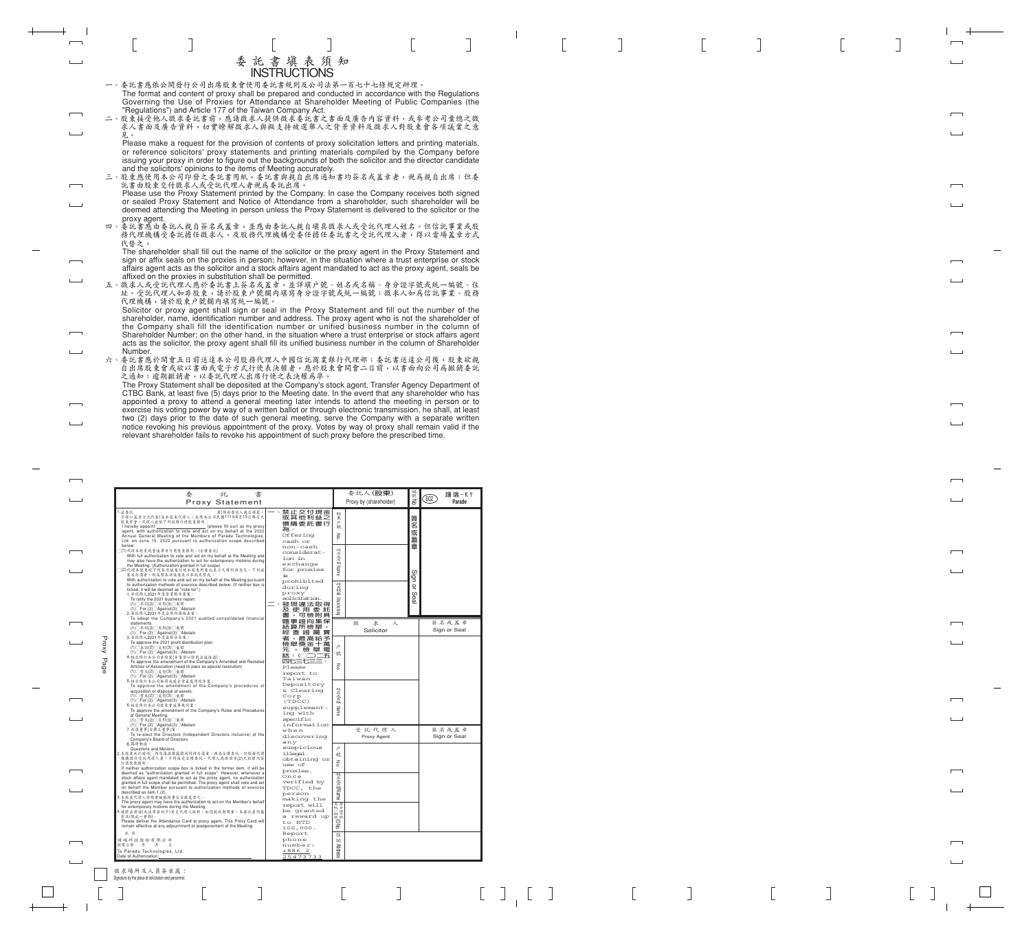# 委託書填表須知
# INSTRUCTIONS

一、委託書應依公開發行公司出席股東會使用委託書規則及公司法第一百七十七條規定辦理。
The format and content of proxy shall be prepared and conducted in accordance with the Regulations Governing the Use of Proxies for Attendance at Shareholder Meeting of Public Companies (the "Regulations") and Article 177 of the Taiwan Company Act.

二、股東接受他人徵求委託書前，應請徵求人提供徵求委託書之書面及廣告內容資料，或參考公司彙總之徵求人書面及廣告資料，切實瞭解徵求人與擬支持被選舉人之背景資料及徵求人對股東會各項議案之意見。
Please make a request for the provision of contents of proxy solicitation letters and printing materials, or reference solicitors' proxy statements and printing materials compiled by the Company before issuing your proxy in order to figure out the backgrounds of both the solicitor and the director candidate and the solicitors' opinions to the items of Meeting accurately.

三、股東應使用本公司印發之委託書用紙，委託書與親自出席通知書均簽名或蓋章者，視為親自出席；但委託書由股東交付徵求人或受託代理人者視為委託出席。
Please use the Proxy Statement printed by the Company. In case the Company receives both signed or sealed Proxy Statement and Notice of Attendance from a shareholder, such shareholder will be deemed attending the Meeting in person unless the Proxy Statement is delivered to the solicitor or the proxy agent.

四、委託書應由委託人親自簽名或蓋章，並應由委託人親自填具徵求人或受託代理人姓名。但信託事業或股務代理機構受委託擔任徵求人，及股務代理機構受委任擔任委託書之受託代理人者，得以當場蓋章方式代替之。
The shareholder shall fill out the name of the solicitor or the proxy agent in the Proxy Statement and sign or affix seals on the proxies in person; however, in the situation where a trust enterprise or stock affairs agent acts as the solicitor and a stock affairs agent mandated to act as the proxy agent, seals be affixed on the proxies in substitution shall be permitted.

五、徵求人或受託代理人應於委託書上簽名或蓋章，並詳填戶號、姓名或名稱、身分證字號或統一編號、住址。受託代理人如非股東，請於股東戶號欄內填寫身分證字號或統一編號；徵求人如為信託事業、股務代理機構，請於股東戶號欄內填寫統一編號。
Solicitor or proxy agent shall sign or seal in the Proxy Statement and fill out the number of the shareholder, name, identification number and address. The proxy agent who is not the shareholder of the Company shall fill the identification number or unified business number in the column of Shareholder Number; on the other hand, in the situation where a trust enterprise or stock affairs agent acts as the solicitor, the proxy agent shall fill its unified business number in the column of Shareholder Number.

六、委託書應於開會五日前送達本公司股務代理人中國信託商業銀行代理部；委託書送達公司後，股東欲親自出席股東會或欲以書面或電子方式行使表決權者，應於股東會開會二日前，以書面向公司為撤銷委託之通知；逾期撤銷者，以委託代理人出席行使之表決權為準。
The Proxy Statement shall be deposited at the Company's stock agent, Transfer Agency Department of CTBC Bank, at least five (5) days prior to the Meeting date. In the event that any shareholder who has appointed a proxy to attend a general meeting later intends to attend the meeting in person or to exercise his voting power by way of a written ballot or through electronic transmission, he shall, at least two (2) days prior to the date of such general meeting, serve the Company with a separate written notice revoking his previous appointment of the proxy. Votes by way of proxy shall remain valid if the relevant shareholder fails to revoke his appointment of such proxy before the prescribed time.

---

Proxy Page

## 委託書 Proxy Statement

1.茲委託＿＿＿＿君(請由委託人親自填寫)，不得以蓋章方式代替)為本股東之代理人，出席本公司民國111年6月15日舉行之股東常會，代理人並依下列授權行使股東權利：
I hereby appoint＿＿＿＿(please fill out) as my proxy agent, with authorization to vote and act on my behalf at the 2022 Annual General Meeting of the Members of Parade Technologies, Ltd. on June 15, 2022 pursuant to authorization scope described below:

□(1)代理本股東就會議事項行使股東權利。(全權委託)
With full authorization to vote and act on my behalf at the Meeting and may also have the authorization to act for extemporary motions during the Meeting. (Authorization granted in full scope)

□(2)代理本股東就下列各項議案行使本股東所委託表示之權利與意見，下列議案未勾選者，視為對各該議案表示承認或贊成。
With authorization to vote and act on my behalf at the Meeting pursuant to authorization methods of exercise described below: (If neither box is ticked, it will be deemed as "vote-for".)

1.承認民國2021年度營業報告書案：
To ratify the 2021 business report.
(1)□承認(2)□反對(3)□棄權
(1)□For (2)□Against(3)□Abstain

2.承認民國2021年度合併財務報表案：
To adopt the Company's 2021 audited consolidated financial statements.
(1)□承認(2)□反對(3)□棄權
(1)□For (2)□Against(3)□Abstain

3.承認民國2021年度盈餘分派案：
To approve the 2021 profit distribution plan.
(1)□承認(2)□反對(3)□棄權
(1)□For (2)□Against(3)□Abstain

4.擬修訂本公司章程案(本案需以特別決議通過)：
To approve the amendment of the Company's Amended and Restated Articles of Association (need to pass as special resolution)
(1)□贊成(2)□反對(3)□棄權
(1)□For (2)□Against(3)□Abstain

5.擬修訂本公司取得或處分資產處理程序案：
To approve the amendment of the Company's procedures of acquisition or disposal of assets.
(1)□贊成(2)□反對(3)□棄權
(1)□For (2)□Against(3)□Abstain

6.擬修訂本公司股東會議事規則案：
To approve the amendment of the Company's Rules and Procedures of General Meeting.
(1)□贊成(2)□反對(3)□棄權
(1)□For (2)□Against(3)□Abstain

7.改選董事(含獨立董事)案
To re-elect the Directors (Independent Directors inclusive) of the Company's Board of Directors

8.臨時動議。
Questions and Motions.

2.本股東未於前項□內勾選授權範圍或同時勾選者，視為全權委託。但股務代理機構擔任受託代理人者，不得接受全權委託，代理人應依前項(2)之授權內容行使股東權利。
If neither authorization scope box is ticked in the former item, it will be deemed as "authorization granted in full scope". However, whenever a stock affairs agent mandated to act as the proxy agent, no authorization granted in full scope shall be permitted. The proxy agent shall vote and act on behalf the Member pursuant to authorization methods of exercise described as item 1.(2).

3.本股東代理人得對會議臨時事宜全權處理之。
The proxy agent may have the authorization to act on the Member's behalf for extemporary motions during the Meeting.

4.請將出席通知(或出席簽到卡)寄交代理人收執，如股東會延期開會，本委託書仍為有效(限於一會期)。
Please deliver the Attendance Card to proxy agent. This Proxy Card will remain effective at any adjournment or postponement of the Meeting.

此致
譜瑞科技股份有限公司
授權日期　年　月　日
To Parade Technologies, Ltd.
Date of Authorization:＿＿＿＿＿＿

一、禁止交付現金或其他利益之價購委託書行為。
Offering cash or non-cash consideration in exchange for proxies is prohibited during proxy solicitation.

二、發現違法取得及使用委託書，可檢附具體事證向集保結算所檢舉，經查證屬實者，最高給予檢舉獎金十萬元，檢舉電話：(02)2547-3733。
Please report to Taiwan Depository & Clearing Corp (TDCC) supplementing with specific information when discovering any suspicious illegal obtaining or use of proxies. Once verified by TDCC, the person making the report will be granted a reward up to NTD 100,000. Report phone number: +886 2 25473733

| | 委託人(股東) Proxy by (shareholder) | 編號 No | 簽名或蓋章 Sign or Seal |
|---|---|---|---|
| 股東戶號 No. | | 602 | 譜瑞-KY Parade |
| 姓名或名稱 Name | | | |
| 持有股數 Shareholding | | | |

| | 徵求人 Solicitor | 簽名或蓋章 Sign or Seal |
|---|---|---|
| 戶號 No. | | |
| 姓名或名稱 Name | | |

| | 受託代理人 Proxy Agent | 簽名或蓋章 Sign or Seal |
|---|---|---|
| 戶號 No. | | |
| 姓名或名稱 Name | | |
| 身分證字號或統一編號 ID No. | | |
| 住址 Address | | |

徵求場所及人員簽章處：
Signature by the place of solicitation and personnel: